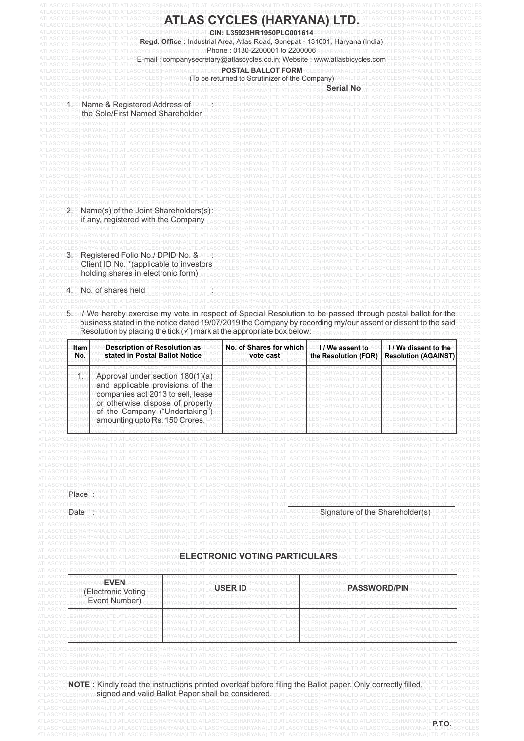# ATLAS CYCLES (HARYANA) LTD.

**CIN: L35923HR1950PLC001614**

**Regd. Office :** Industrial Area, Atlas Road, Sonepat - 131001, Haryana (India)

Phone : 0130-2200001 to 2200006

E-mail : companysecretary@atlascycles.co.in; Website : www.atlasbicycles.com

**POSTAL BALLOT FORM**

(To be returned to Scrutinizer of the Company)

**Serial No**

1. Name & Registered Address of the Sole/First Named Shareholder :

2. Name(s) of the Joint Shareholders(s) if any, registered with the Company :

3. Registered Folio No./ DPID No. & Client ID No. *(applicable to investors holding shares in electronic form) :

4. No. of shares held :

5. I/ We hereby exercise my vote in respect of Special Resolution to be passed through postal ballot for the business stated in the notice dated 19/07/2019 the Company by recording my/our assent or dissent to the said Resolution by placing the tick (✓) mark at the appropriate box below:

| Item No. | Description of Resolution as stated in Postal Ballot Notice | No. of Shares for which vote cast | I / We assent to the Resolution (FOR) | I / We dissent to the Resolution (AGAINST) |
|---|---|---|---|---|
| 1. | Approval under section 180(1)(a) and applicable provisions of the companies act 2013 to sell, lease or otherwise dispose of property of the Company ("Undertaking") amounting upto Rs. 150 Crores. | | | |

Place :

Date :

Signature of the Shareholder(s)

## ELECTRONIC VOTING PARTICULARS

| EVEN (Electronic Voting Event Number) | USER ID | PASSWORD/PIN |
|---|---|---|
| | | |

**NOTE :** Kindly read the instructions printed overleaf before filing the Ballot paper. Only correctly filled, signed and valid Ballot Paper shall be considered.

**P.T.O.**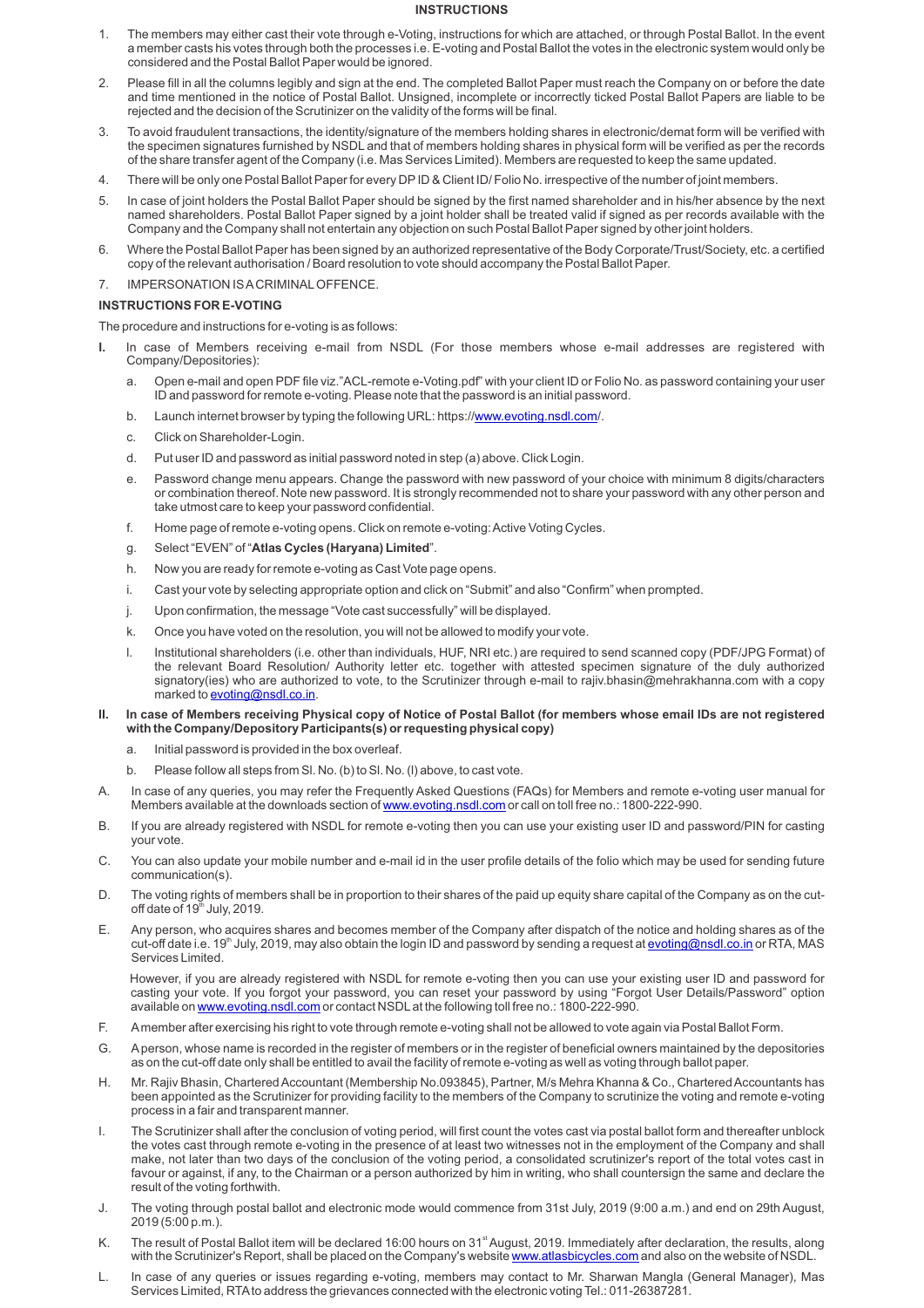## INSTRUCTIONS

1. The members may either cast their vote through e-Voting, instructions for which are attached, or through Postal Ballot. In the event a member casts his votes through both the processes i.e. E-voting and Postal Ballot the votes in the electronic system would only be considered and the Postal Ballot Paper would be ignored.
2. Please fill in all the columns legibly and sign at the end. The completed Ballot Paper must reach the Company on or before the date and time mentioned in the notice of Postal Ballot. Unsigned, incomplete or incorrectly ticked Postal Ballot Papers are liable to be rejected and the decision of the Scrutinizer on the validity of the forms will be final.
3. To avoid fraudulent transactions, the identity/signature of the members holding shares in electronic/demat form will be verified with the specimen signatures furnished by NSDL and that of members holding shares in physical form will be verified as per the records of the share transfer agent of the Company (i.e. Mas Services Limited). Members are requested to keep the same updated.
4. There will be only one Postal Ballot Paper for every DP ID & Client ID/ Folio No. irrespective of the number of joint members.
5. In case of joint holders the Postal Ballot Paper should be signed by the first named shareholder and in his/her absence by the next named shareholders. Postal Ballot Paper signed by a joint holder shall be treated valid if signed as per records available with the Company and the Company shall not entertain any objection on such Postal Ballot Paper signed by other joint holders.
6. Where the Postal Ballot Paper has been signed by an authorized representative of the Body Corporate/Trust/Society, etc. a certified copy of the relevant authorisation / Board resolution to vote should accompany the Postal Ballot Paper.
7. IMPERSONATION IS A CRIMINAL OFFENCE.

**INSTRUCTIONS FOR E-VOTING**

The procedure and instructions for e-voting is as follows:

**I.** In case of Members receiving e-mail from NSDL (For those members whose e-mail addresses are registered with Company/Depositories):

a. Open e-mail and open PDF file viz."ACL-remote e-Voting.pdf" with your client ID or Folio No. as password containing your user ID and password for remote e-voting. Please note that the password is an initial password.

b. Launch internet browser by typing the following URL: https://www.evoting.nsdl.com/.

c. Click on Shareholder-Login.

d. Put user ID and password as initial password noted in step (a) above. Click Login.

e. Password change menu appears. Change the password with new password of your choice with minimum 8 digits/characters or combination thereof. Note new password. It is strongly recommended not to share your password with any other person and take utmost care to keep your password confidential.

f. Home page of remote e-voting opens. Click on remote e-voting: Active Voting Cycles.

g. Select "EVEN" of "**Atlas Cycles (Haryana) Limited**".

h. Now you are ready for remote e-voting as Cast Vote page opens.

i. Cast your vote by selecting appropriate option and click on "Submit" and also "Confirm" when prompted.

j. Upon confirmation, the message "Vote cast successfully" will be displayed.

k. Once you have voted on the resolution, you will not be allowed to modify your vote.

l. Institutional shareholders (i.e. other than individuals, HUF, NRI etc.) are required to send scanned copy (PDF/JPG Format) of the relevant Board Resolution/ Authority letter etc. together with attested specimen signature of the duly authorized signatory(ies) who are authorized to vote, to the Scrutinizer through e-mail to rajiv.bhasin@mehrakhanna.com with a copy marked to evoting@nsdl.co.in.

**II. In case of Members receiving Physical copy of Notice of Postal Ballot (for members whose email IDs are not registered with the Company/Depository Participants(s) or requesting physical copy)**

a. Initial password is provided in the box overleaf.

b. Please follow all steps from Sl. No. (b) to Sl. No. (l) above, to cast vote.

A. In case of any queries, you may refer the Frequently Asked Questions (FAQs) for Members and remote e-voting user manual for Members available at the downloads section of www.evoting.nsdl.com or call on toll free no.: 1800-222-990.

B. If you are already registered with NSDL for remote e-voting then you can use your existing user ID and password/PIN for casting your vote.

C. You can also update your mobile number and e-mail id in the user profile details of the folio which may be used for sending future communication(s).

D. The voting rights of members shall be in proportion to their shares of the paid up equity share capital of the Company as on the cut-off date of 19th July, 2019.

E. Any person, who acquires shares and becomes member of the Company after dispatch of the notice and holding shares as of the cut-off date i.e. 19th July, 2019, may also obtain the login ID and password by sending a request at evoting@nsdl.co.in or RTA, MAS Services Limited.

However, if you are already registered with NSDL for remote e-voting then you can use your existing user ID and password for casting your vote. If you forgot your password, you can reset your password by using "Forgot User Details/Password" option available on www.evoting.nsdl.com or contact NSDL at the following toll free no.: 1800-222-990.

F. A member after exercising his right to vote through remote e-voting shall not be allowed to vote again via Postal Ballot Form.

G. A person, whose name is recorded in the register of members or in the register of beneficial owners maintained by the depositories as on the cut-off date only shall be entitled to avail the facility of remote e-voting as well as voting through ballot paper.

H. Mr. Rajiv Bhasin, Chartered Accountant (Membership No.093845), Partner, M/s Mehra Khanna & Co., Chartered Accountants has been appointed as the Scrutinizer for providing facility to the members of the Company to scrutinize the voting and remote e-voting process in a fair and transparent manner.

I. The Scrutinizer shall after the conclusion of voting period, will first count the votes cast via postal ballot form and thereafter unblock the votes cast through remote e-voting in the presence of at least two witnesses not in the employment of the Company and shall make, not later than two days of the conclusion of the voting period, a consolidated scrutinizer's report of the total votes cast in favour or against, if any, to the Chairman or a person authorized by him in writing, who shall countersign the same and declare the result of the voting forthwith.

J. The voting through postal ballot and electronic mode would commence from 31st July, 2019 (9:00 a.m.) and end on 29th August, 2019 (5:00 p.m.).

K. The result of Postal Ballot item will be declared 16:00 hours on 31st August, 2019. Immediately after declaration, the results, along with the Scrutinizer's Report, shall be placed on the Company's website www.atlasbicycles.com and also on the website of NSDL.

L. In case of any queries or issues regarding e-voting, members may contact to Mr. Sharwan Mangla (General Manager), Mas Services Limited, RTA to address the grievances connected with the electronic voting Tel.: 011-26387281.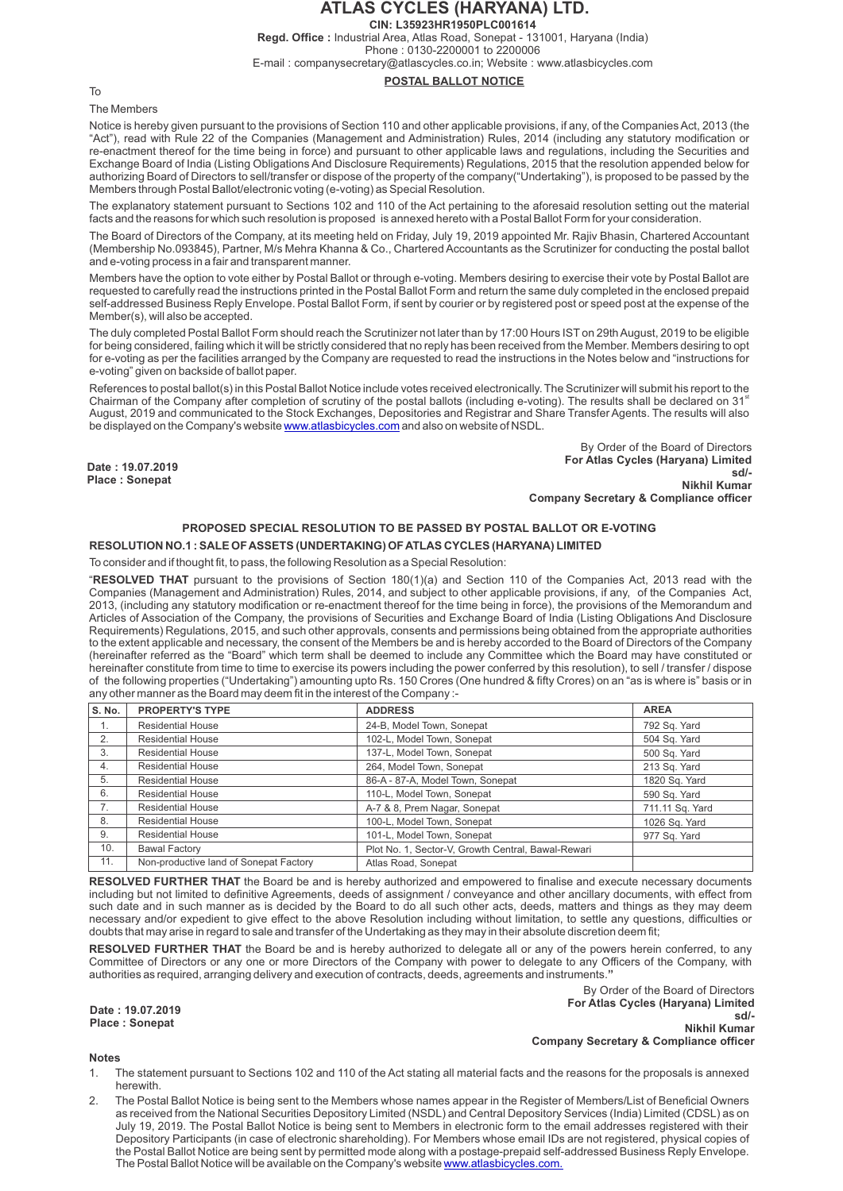# ATLAS CYCLES (HARYANA) LTD.

**CIN: L35923HR1950PLC001614**

**Regd. Office :** Industrial Area, Atlas Road, Sonepat - 131001, Haryana (India)

Phone : 0130-2200001 to 2200006

E-mail : companysecretary@atlascycles.co.in; Website : www.atlasbicycles.com

**POSTAL BALLOT NOTICE**

To

The Members

Notice is hereby given pursuant to the provisions of Section 110 and other applicable provisions, if any, of the Companies Act, 2013 (the "Act"), read with Rule 22 of the Companies (Management and Administration) Rules, 2014 (including any statutory modification or re-enactment thereof for the time being in force) and pursuant to other applicable laws and regulations, including the Securities and Exchange Board of India (Listing Obligations And Disclosure Requirements) Regulations, 2015 that the resolution appended below for authorizing Board of Directors to sell/transfer or dispose of the property of the company("Undertaking"), is proposed to be passed by the Members through Postal Ballot/electronic voting (e-voting) as Special Resolution.

The explanatory statement pursuant to Sections 102 and 110 of the Act pertaining to the aforesaid resolution setting out the material facts and the reasons for which such resolution is proposed is annexed hereto with a Postal Ballot Form for your consideration.

The Board of Directors of the Company, at its meeting held on Friday, July 19, 2019 appointed Mr. Rajiv Bhasin, Chartered Accountant (Membership No.093845), Partner, M/s Mehra Khanna & Co., Chartered Accountants as the Scrutinizer for conducting the postal ballot and e-voting process in a fair and transparent manner.

Members have the option to vote either by Postal Ballot or through e-voting. Members desiring to exercise their vote by Postal Ballot are requested to carefully read the instructions printed in the Postal Ballot Form and return the same duly completed in the enclosed prepaid self-addressed Business Reply Envelope. Postal Ballot Form, if sent by courier or by registered post or speed post at the expense of the Member(s), will also be accepted.

The duly completed Postal Ballot Form should reach the Scrutinizer not later than by 17:00 Hours IST on 29th August, 2019 to be eligible for being considered, failing which it will be strictly considered that no reply has been received from the Member. Members desiring to opt for e-voting as per the facilities arranged by the Company are requested to read the instructions in the Notes below and "instructions for e-voting" given on backside of ballot paper.

References to postal ballot(s) in this Postal Ballot Notice include votes received electronically. The Scrutinizer will submit his report to the Chairman of the Company after completion of scrutiny of the postal ballots (including e-voting). The results shall be declared on 31st August, 2019 and communicated to the Stock Exchanges, Depositories and Registrar and Share Transfer Agents. The results will also be displayed on the Company's website www.atlasbicycles.com and also on website of NSDL.

**Date : 19.07.2019**
**Place : Sonepat**

By Order of the Board of Directors
**For Atlas Cycles (Haryana) Limited**
**sd/-**
**Nikhil Kumar**
**Company Secretary & Compliance officer**

## PROPOSED SPECIAL RESOLUTION TO BE PASSED BY POSTAL BALLOT OR E-VOTING

### RESOLUTION NO.1 : SALE OF ASSETS (UNDERTAKING) OF ATLAS CYCLES (HARYANA) LIMITED

To consider and if thought fit, to pass, the following Resolution as a Special Resolution:

"**RESOLVED THAT** pursuant to the provisions of Section 180(1)(a) and Section 110 of the Companies Act, 2013 read with the Companies (Management and Administration) Rules, 2014, and subject to other applicable provisions, if any, of the Companies Act, 2013, (including any statutory modification or re-enactment thereof for the time being in force), the provisions of the Memorandum and Articles of Association of the Company, the provisions of Securities and Exchange Board of India (Listing Obligations And Disclosure Requirements) Regulations, 2015, and such other approvals, consents and permissions being obtained from the appropriate authorities to the extent applicable and necessary, the consent of the Members be and is hereby accorded to the Board of Directors of the Company (hereinafter referred as the "Board" which term shall be deemed to include any Committee which the Board may have constituted or hereinafter constitute from time to time to exercise its powers including the power conferred by this resolution), to sell / transfer / dispose of the following properties ("Undertaking") amounting upto Rs. 150 Crores (One hundred & fifty Crores) on an "as is where is" basis or in any other manner as the Board may deem fit in the interest of the Company :-

| S. No. | PROPERTY'S TYPE | ADDRESS | AREA |
|---|---|---|---|
| 1. | Residential House | 24-B, Model Town, Sonepat | 792 Sq. Yard |
| 2. | Residential House | 102-L, Model Town, Sonepat | 504 Sq. Yard |
| 3. | Residential House | 137-L, Model Town, Sonepat | 500 Sq. Yard |
| 4. | Residential House | 264, Model Town, Sonepat | 213 Sq. Yard |
| 5. | Residential House | 86-A - 87-A, Model Town, Sonepat | 1820 Sq. Yard |
| 6. | Residential House | 110-L, Model Town, Sonepat | 590 Sq. Yard |
| 7. | Residential House | A-7 & 8, Prem Nagar, Sonepat | 711.11 Sq. Yard |
| 8. | Residential House | 100-L, Model Town, Sonepat | 1026 Sq. Yard |
| 9. | Residential House | 101-L, Model Town, Sonepat | 977 Sq. Yard |
| 10. | Bawal Factory | Plot No. 1, Sector-V, Growth Central, Bawal-Rewari | |
| 11. | Non-productive land of Sonepat Factory | Atlas Road, Sonepat | |

**RESOLVED FURTHER THAT** the Board be and is hereby authorized and empowered to finalise and execute necessary documents including but not limited to definitive Agreements, deeds of assignment / conveyance and other ancillary documents, with effect from such date and in such manner as is decided by the Board to do all such other acts, deeds, matters and things as they may deem necessary and/or expedient to give effect to the above Resolution including without limitation, to settle any questions, difficulties or doubts that may arise in regard to sale and transfer of the Undertaking as they may in their absolute discretion deem fit;

**RESOLVED FURTHER THAT** the Board be and is hereby authorized to delegate all or any of the powers herein conferred, to any Committee of Directors or any one or more Directors of the Company with power to delegate to any Officers of the Company, with authorities as required, arranging delivery and execution of contracts, deeds, agreements and instruments."

**Date : 19.07.2019**
**Place : Sonepat**

By Order of the Board of Directors
**For Atlas Cycles (Haryana) Limited**
**sd/-**
**Nikhil Kumar**
**Company Secretary & Compliance officer**

**Notes**

1. The statement pursuant to Sections 102 and 110 of the Act stating all material facts and the reasons for the proposals is annexed herewith.
2. The Postal Ballot Notice is being sent to the Members whose names appear in the Register of Members/List of Beneficial Owners as received from the National Securities Depository Limited (NSDL) and Central Depository Services (India) Limited (CDSL) as on July 19, 2019. The Postal Ballot Notice is being sent to Members in electronic form to the email addresses registered with their Depository Participants (in case of electronic shareholding). For Members whose email IDs are not registered, physical copies of the Postal Ballot Notice are being sent by permitted mode along with a postage-prepaid self-addressed Business Reply Envelope. The Postal Ballot Notice will be available on the Company's website www.atlasbicycles.com.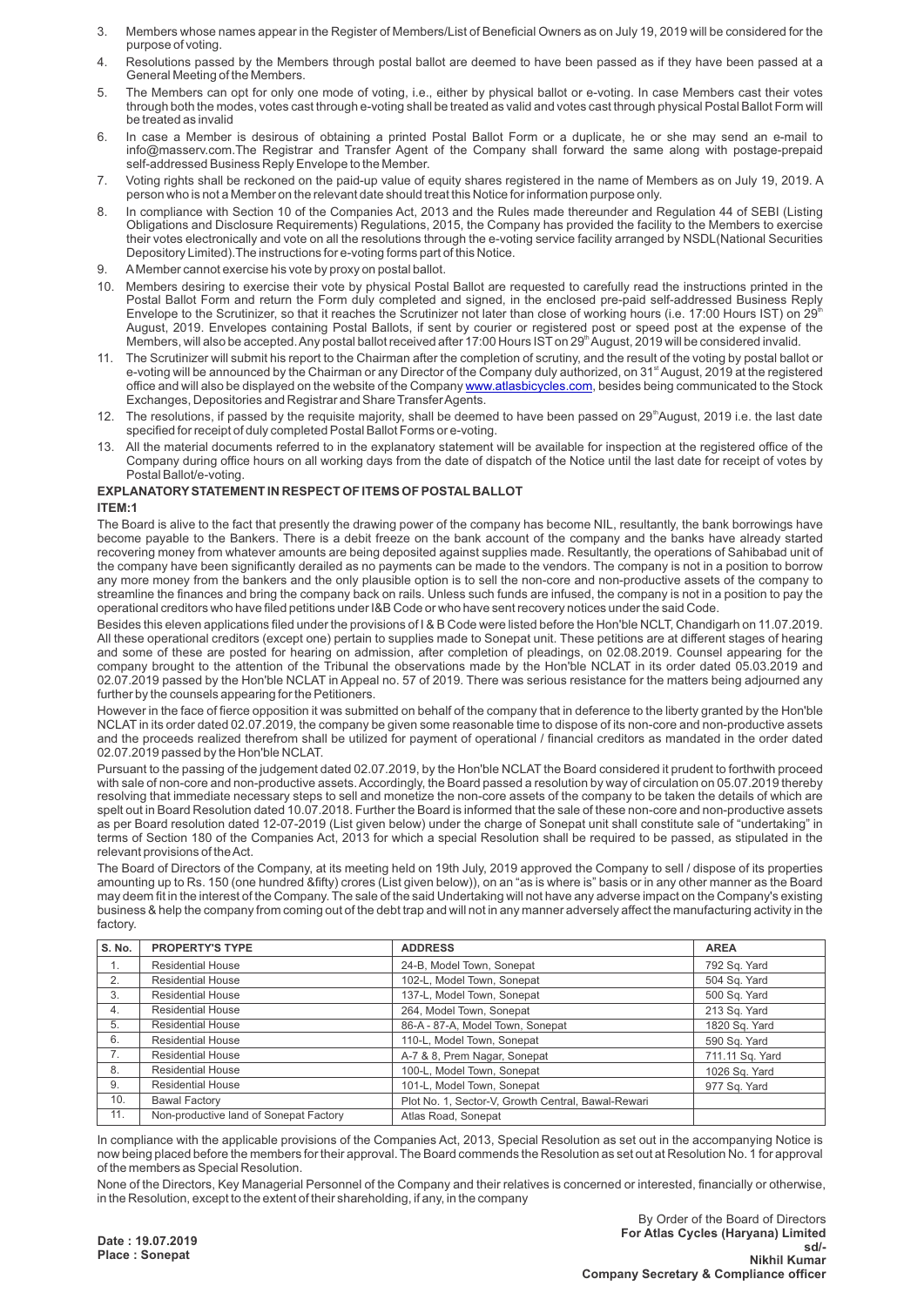3. Members whose names appear in the Register of Members/List of Beneficial Owners as on July 19, 2019 will be considered for the purpose of voting.
4. Resolutions passed by the Members through postal ballot are deemed to have been passed as if they have been passed at a General Meeting of the Members.
5. The Members can opt for only one mode of voting, i.e., either by physical ballot or e-voting. In case Members cast their votes through both the modes, votes cast through e-voting shall be treated as valid and votes cast through physical Postal Ballot Form will be treated as invalid
6. In case a Member is desirous of obtaining a printed Postal Ballot Form or a duplicate, he or she may send an e-mail to info@masserv.com.The Registrar and Transfer Agent of the Company shall forward the same along with postage-prepaid self-addressed Business Reply Envelope to the Member.
7. Voting rights shall be reckoned on the paid-up value of equity shares registered in the name of Members as on July 19, 2019. A person who is not a Member on the relevant date should treat this Notice for information purpose only.
8. In compliance with Section 10 of the Companies Act, 2013 and the Rules made thereunder and Regulation 44 of SEBI (Listing Obligations and Disclosure Requirements) Regulations, 2015, the Company has provided the facility to the Members to exercise their votes electronically and vote on all the resolutions through the e-voting service facility arranged by NSDL(National Securities Depository Limited).The instructions for e-voting forms part of this Notice.
9. A Member cannot exercise his vote by proxy on postal ballot.
10. Members desiring to exercise their vote by physical Postal Ballot are requested to carefully read the instructions printed in the Postal Ballot Form and return the Form duly completed and signed, in the enclosed pre-paid self-addressed Business Reply Envelope to the Scrutinizer, so that it reaches the Scrutinizer not later than close of working hours (i.e. 17:00 Hours IST) on 29th August, 2019. Envelopes containing Postal Ballots, if sent by courier or registered post or speed post at the expense of the Members, will also be accepted. Any postal ballot received after 17:00 Hours IST on 29th August, 2019 will be considered invalid.
11. The Scrutinizer will submit his report to the Chairman after the completion of scrutiny, and the result of the voting by postal ballot or e-voting will be announced by the Chairman or any Director of the Company duly authorized, on 31st August, 2019 at the registered office and will also be displayed on the website of the Company www.atlasbicycles.com, besides being communicated to the Stock Exchanges, Depositories and Registrar and Share Transfer Agents.
12. The resolutions, if passed by the requisite majority, shall be deemed to have been passed on 29th August, 2019 i.e. the last date specified for receipt of duly completed Postal Ballot Forms or e-voting.
13. All the material documents referred to in the explanatory statement will be available for inspection at the registered office of the Company during office hours on all working days from the date of dispatch of the Notice until the last date for receipt of votes by Postal Ballot/e-voting.

**EXPLANATORY STATEMENT IN RESPECT OF ITEMS OF POSTAL BALLOT**

**ITEM:1**

The Board is alive to the fact that presently the drawing power of the company has become NIL, resultantly, the bank borrowings have become payable to the Bankers. There is a debit freeze on the bank account of the company and the banks have already started recovering money from whatever amounts are being deposited against supplies made. Resultantly, the operations of Sahibabad unit of the company have been significantly derailed as no payments can be made to the vendors. The company is not in a position to borrow any more money from the bankers and the only plausible option is to sell the non-core and non-productive assets of the company to streamline the finances and bring the company back on rails. Unless such funds are infused, the company is not in a position to pay the operational creditors who have filed petitions under I&B Code or who have sent recovery notices under the said Code.

Besides this eleven applications filed under the provisions of I & B Code were listed before the Hon'ble NCLT, Chandigarh on 11.07.2019. All these operational creditors (except one) pertain to supplies made to Sonepat unit. These petitions are at different stages of hearing and some of these are posted for hearing on admission, after completion of pleadings, on 02.08.2019. Counsel appearing for the company brought to the attention of the Tribunal the observations made by the Hon'ble NCLAT in its order dated 05.03.2019 and 02.07.2019 passed by the Hon'ble NCLAT in Appeal no. 57 of 2019. There was serious resistance for the matters being adjourned any further by the counsels appearing for the Petitioners.

However in the face of fierce opposition it was submitted on behalf of the company that in deference to the liberty granted by the Hon'ble NCLAT in its order dated 02.07.2019, the company be given some reasonable time to dispose of its non-core and non-productive assets and the proceeds realized therefrom shall be utilized for payment of operational / financial creditors as mandated in the order dated 02.07.2019 passed by the Hon'ble NCLAT.

Pursuant to the passing of the judgement dated 02.07.2019, by the Hon'ble NCLAT the Board considered it prudent to forthwith proceed with sale of non-core and non-productive assets. Accordingly, the Board passed a resolution by way of circulation on 05.07.2019 thereby resolving that immediate necessary steps to sell and monetize the non-core assets of the company to be taken the details of which are spelt out in Board Resolution dated 10.07.2018. Further the Board is informed that the sale of these non-core and non-productive assets as per Board resolution dated 12-07-2019 (List given below) under the charge of Sonepat unit shall constitute sale of "undertaking" in terms of Section 180 of the Companies Act, 2013 for which a special Resolution shall be required to be passed, as stipulated in the relevant provisions of the Act.

The Board of Directors of the Company, at its meeting held on 19th July, 2019 approved the Company to sell / dispose of its properties amounting up to Rs. 150 (one hundred &fifty) crores (List given below)), on an "as is where is" basis or in any other manner as the Board may deem fit in the interest of the Company. The sale of the said Undertaking will not have any adverse impact on the Company's existing business & help the company from coming out of the debt trap and will not in any manner adversely affect the manufacturing activity in the factory.

| S. No. | PROPERTY'S TYPE | ADDRESS | AREA |
|---|---|---|---|
| 1. | Residential House | 24-B, Model Town, Sonepat | 792 Sq. Yard |
| 2. | Residential House | 102-L, Model Town, Sonepat | 504 Sq. Yard |
| 3. | Residential House | 137-L, Model Town, Sonepat | 500 Sq. Yard |
| 4. | Residential House | 264, Model Town, Sonepat | 213 Sq. Yard |
| 5. | Residential House | 86-A - 87-A, Model Town, Sonepat | 1820 Sq. Yard |
| 6. | Residential House | 110-L, Model Town, Sonepat | 590 Sq. Yard |
| 7. | Residential House | A-7 & 8, Prem Nagar, Sonepat | 711.11 Sq. Yard |
| 8. | Residential House | 100-L, Model Town, Sonepat | 1026 Sq. Yard |
| 9. | Residential House | 101-L, Model Town, Sonepat | 977 Sq. Yard |
| 10. | Bawal Factory | Plot No. 1, Sector-V, Growth Central, Bawal-Rewari | |
| 11. | Non-productive land of Sonepat Factory | Atlas Road, Sonepat | |

In compliance with the applicable provisions of the Companies Act, 2013, Special Resolution as set out in the accompanying Notice is now being placed before the members for their approval. The Board commends the Resolution as set out at Resolution No. 1 for approval of the members as Special Resolution.

None of the Directors, Key Managerial Personnel of the Company and their relatives is concerned or interested, financially or otherwise, in the Resolution, except to the extent of their shareholding, if any, in the company

**Date : 19.07.2019**
**Place : Sonepat**

By Order of the Board of Directors
**For Atlas Cycles (Haryana) Limited**
**sd/-**
**Nikhil Kumar**
**Company Secretary & Compliance officer**